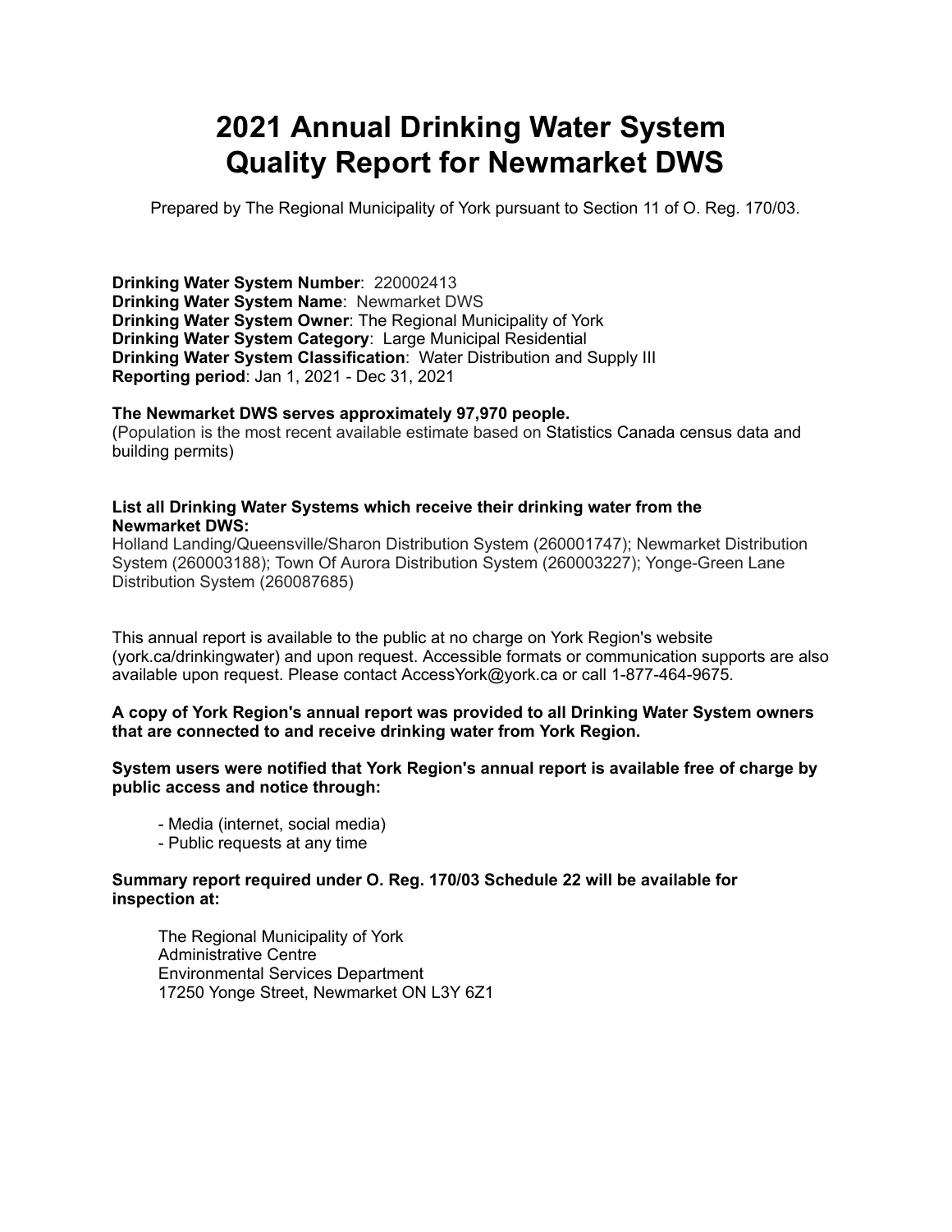# 2021 Annual Drinking Water System Quality Report for Newmarket DWS

Prepared by The Regional Municipality of York pursuant to Section 11 of O. Reg. 170/03.

**Drinking Water System Number**: 220002413
**Drinking Water System Name**: Newmarket DWS
**Drinking Water System Owner**: The Regional Municipality of York
**Drinking Water System Category**: Large Municipal Residential
**Drinking Water System Classification**: Water Distribution and Supply III
**Reporting period**: Jan 1, 2021 - Dec 31, 2021

**The Newmarket DWS serves approximately 97,970 people.**
(Population is the most recent available estimate based on Statistics Canada census data and building permits)

**List all Drinking Water Systems which receive their drinking water from the Newmarket DWS:**
Holland Landing/Queensville/Sharon Distribution System (260001747); Newmarket Distribution System (260003188); Town Of Aurora Distribution System (260003227); Yonge-Green Lane Distribution System (260087685)

This annual report is available to the public at no charge on York Region's website (york.ca/drinkingwater) and upon request. Accessible formats or communication supports are also available upon request. Please contact AccessYork@york.ca or call 1-877-464-9675.

**A copy of York Region's annual report was provided to all Drinking Water System owners that are connected to and receive drinking water from York Region.**

**System users were notified that York Region's annual report is available free of charge by public access and notice through:**

- Media (internet, social media)
- Public requests at any time

**Summary report required under O. Reg. 170/03 Schedule 22 will be available for inspection at:**

The Regional Municipality of York
Administrative Centre
Environmental Services Department
17250 Yonge Street, Newmarket ON L3Y 6Z1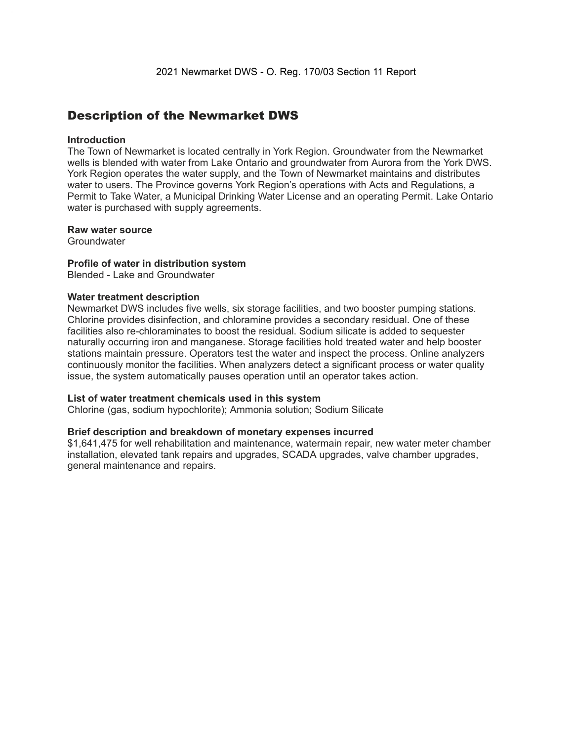## Description of the Newmarket DWS

**Introduction**

The Town of Newmarket is located centrally in York Region. Groundwater from the Newmarket wells is blended with water from Lake Ontario and groundwater from Aurora from the York DWS. York Region operates the water supply, and the Town of Newmarket maintains and distributes water to users. The Province governs York Region's operations with Acts and Regulations, a Permit to Take Water, a Municipal Drinking Water License and an operating Permit. Lake Ontario water is purchased with supply agreements.

**Raw water source**

Groundwater

**Profile of water in distribution system**

Blended - Lake and Groundwater

**Water treatment description**

Newmarket DWS includes five wells, six storage facilities, and two booster pumping stations. Chlorine provides disinfection, and chloramine provides a secondary residual. One of these facilities also re-chloraminates to boost the residual. Sodium silicate is added to sequester naturally occurring iron and manganese. Storage facilities hold treated water and help booster stations maintain pressure. Operators test the water and inspect the process. Online analyzers continuously monitor the facilities. When analyzers detect a significant process or water quality issue, the system automatically pauses operation until an operator takes action.

**List of water treatment chemicals used in this system**

Chlorine (gas, sodium hypochlorite); Ammonia solution; Sodium Silicate

**Brief description and breakdown of monetary expenses incurred**

$1,641,475 for well rehabilitation and maintenance, watermain repair, new water meter chamber installation, elevated tank repairs and upgrades, SCADA upgrades, valve chamber upgrades, general maintenance and repairs.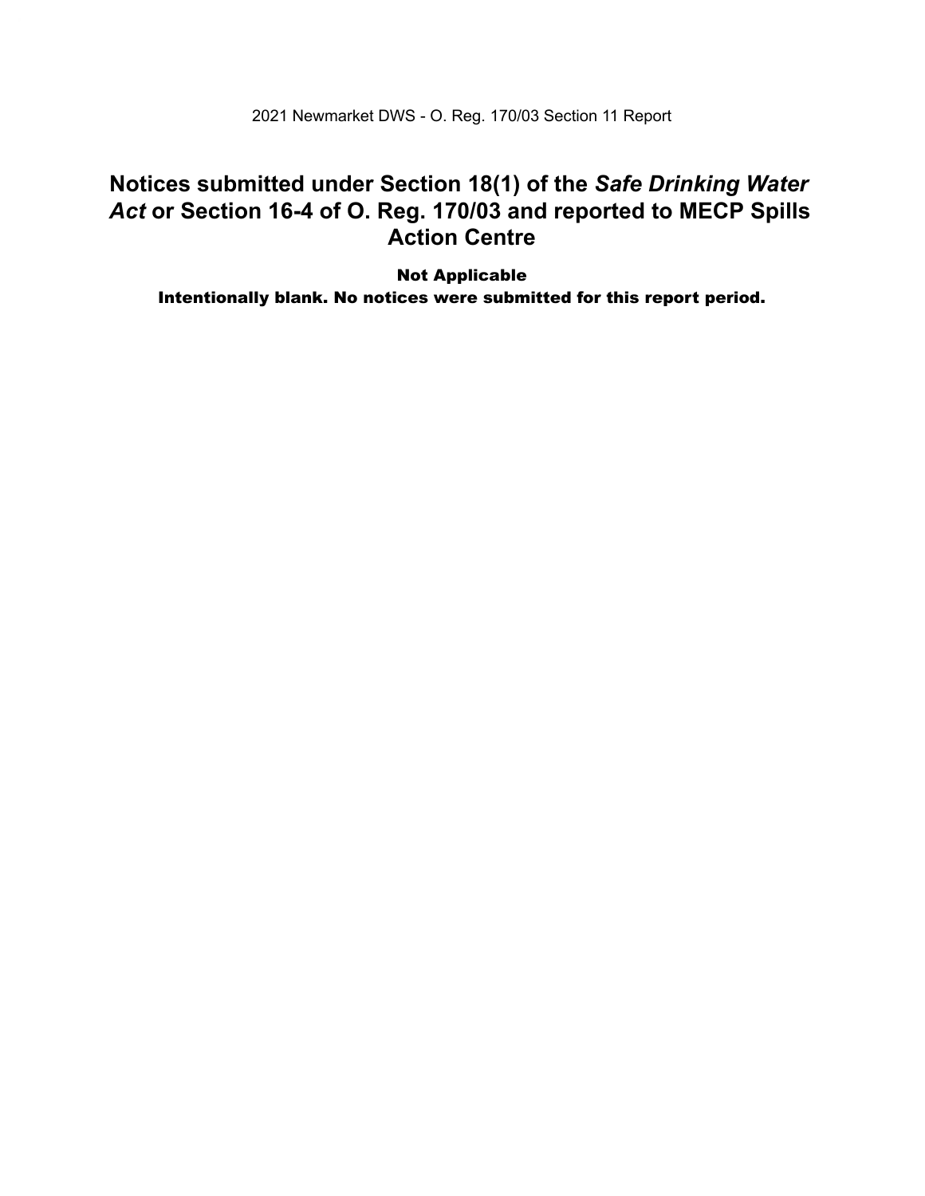# Notices submitted under Section 18(1) of the *Safe Drinking Water Act* or Section 16-4 of O. Reg. 170/03 and reported to MECP Spills Action Centre

**Not Applicable**

**Intentionally blank. No notices were submitted for this report period.**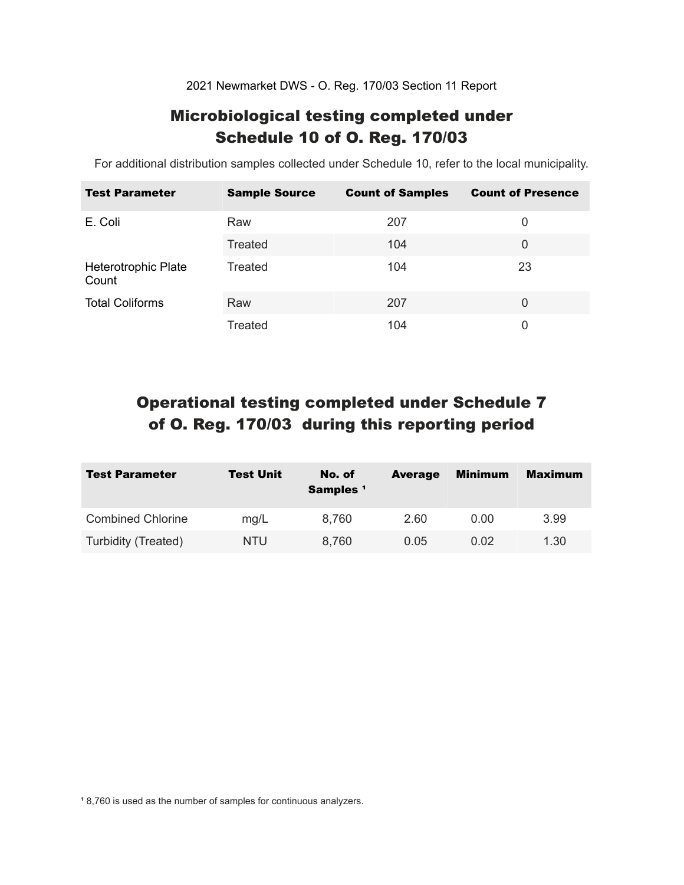2021 Newmarket DWS - O. Reg. 170/03 Section 11 Report

## Microbiological testing completed under Schedule 10 of O. Reg. 170/03

For additional distribution samples collected under Schedule 10, refer to the local municipality.

| Test Parameter | Sample Source | Count of Samples | Count of Presence |
|---|---|---|---|
| E. Coli | Raw | 207 | 0 |
| | Treated | 104 | 0 |
| Heterotrophic Plate Count | Treated | 104 | 23 |
| Total Coliforms | Raw | 207 | 0 |
| | Treated | 104 | 0 |

## Operational testing completed under Schedule 7 of O. Reg. 170/03 during this reporting period

| Test Parameter | Test Unit | No. of Samples [1] | Average | Minimum | Maximum |
|---|---|---|---|---|---|
| Combined Chlorine | mg/L | 8,760 | 2.60 | 0.00 | 3.99 |
| Turbidity (Treated) | NTU | 8,760 | 0.05 | 0.02 | 1.30 |

[1] 8,760 is used as the number of samples for continuous analyzers.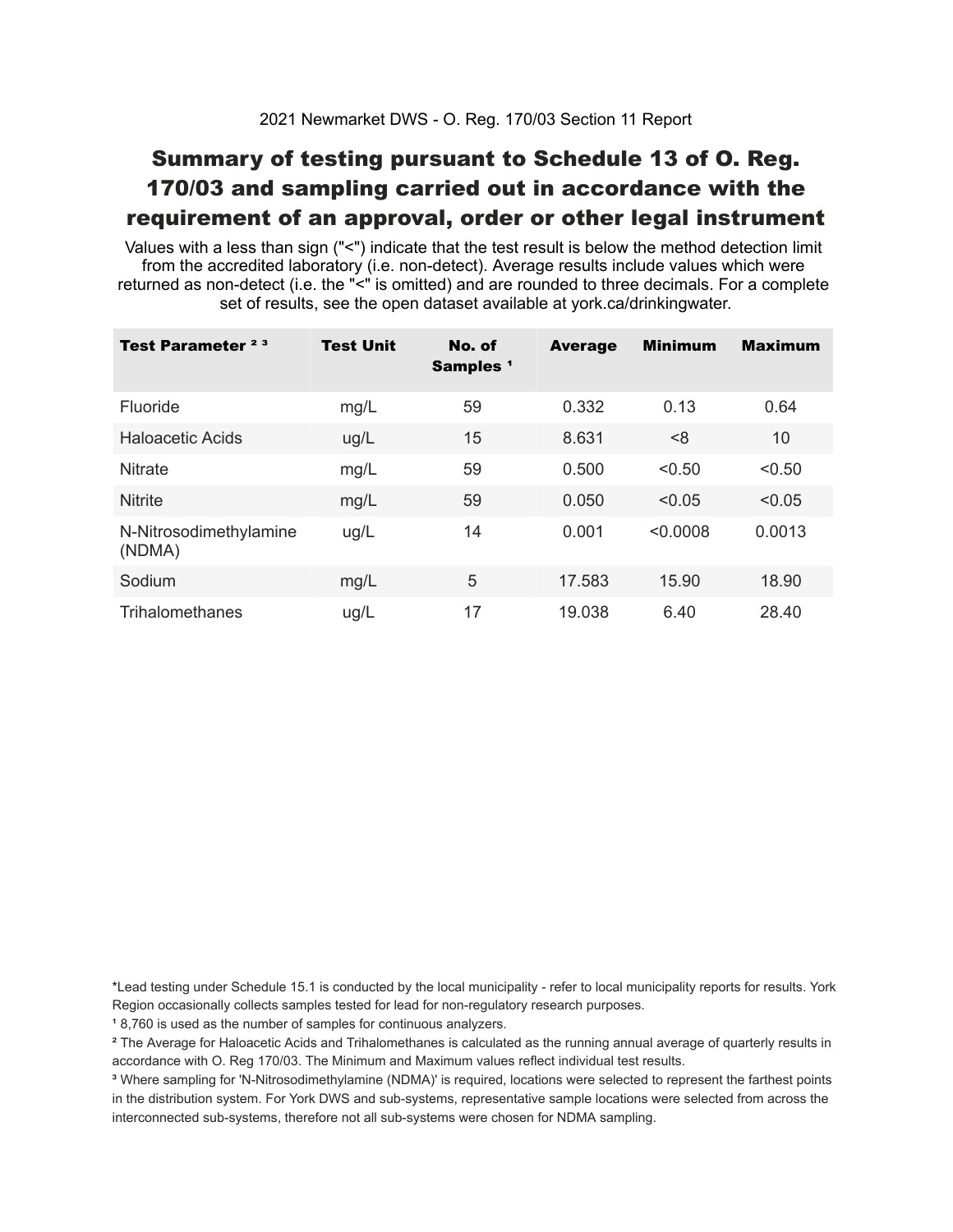2021 Newmarket DWS - O. Reg. 170/03 Section 11 Report

# Summary of testing pursuant to Schedule 13 of O. Reg. 170/03 and sampling carried out in accordance with the requirement of an approval, order or other legal instrument

Values with a less than sign ("<") indicate that the test result is below the method detection limit from the accredited laboratory (i.e. non-detect). Average results include values which were returned as non-detect (i.e. the "<" is omitted) and are rounded to three decimals. For a complete set of results, see the open dataset available at york.ca/drinkingwater.

| Test Parameter [2] [3] | Test Unit | No. of Samples [1] | Average | Minimum | Maximum |
|---|---|---|---|---|---|
| Fluoride | mg/L | 59 | 0.332 | 0.13 | 0.64 |
| Haloacetic Acids | ug/L | 15 | 8.631 | <8 | 10 |
| Nitrate | mg/L | 59 | 0.500 | <0.50 | <0.50 |
| Nitrite | mg/L | 59 | 0.050 | <0.05 | <0.05 |
| N-Nitrosodimethylamine (NDMA) | ug/L | 14 | 0.001 | <0.0008 | 0.0013 |
| Sodium | mg/L | 5 | 17.583 | 15.90 | 18.90 |
| Trihalomethanes | ug/L | 17 | 19.038 | 6.40 | 28.40 |

*Lead testing under Schedule 15.1 is conducted by the local municipality - refer to local municipality reports for results. York Region occasionally collects samples tested for lead for non-regulatory research purposes.

[1] 8,760 is used as the number of samples for continuous analyzers.

[2] The Average for Haloacetic Acids and Trihalomethanes is calculated as the running annual average of quarterly results in accordance with O. Reg 170/03. The Minimum and Maximum values reflect individual test results.

[3] Where sampling for 'N-Nitrosodimethylamine (NDMA)' is required, locations were selected to represent the farthest points in the distribution system. For York DWS and sub-systems, representative sample locations were selected from across the interconnected sub-systems, therefore not all sub-systems were chosen for NDMA sampling.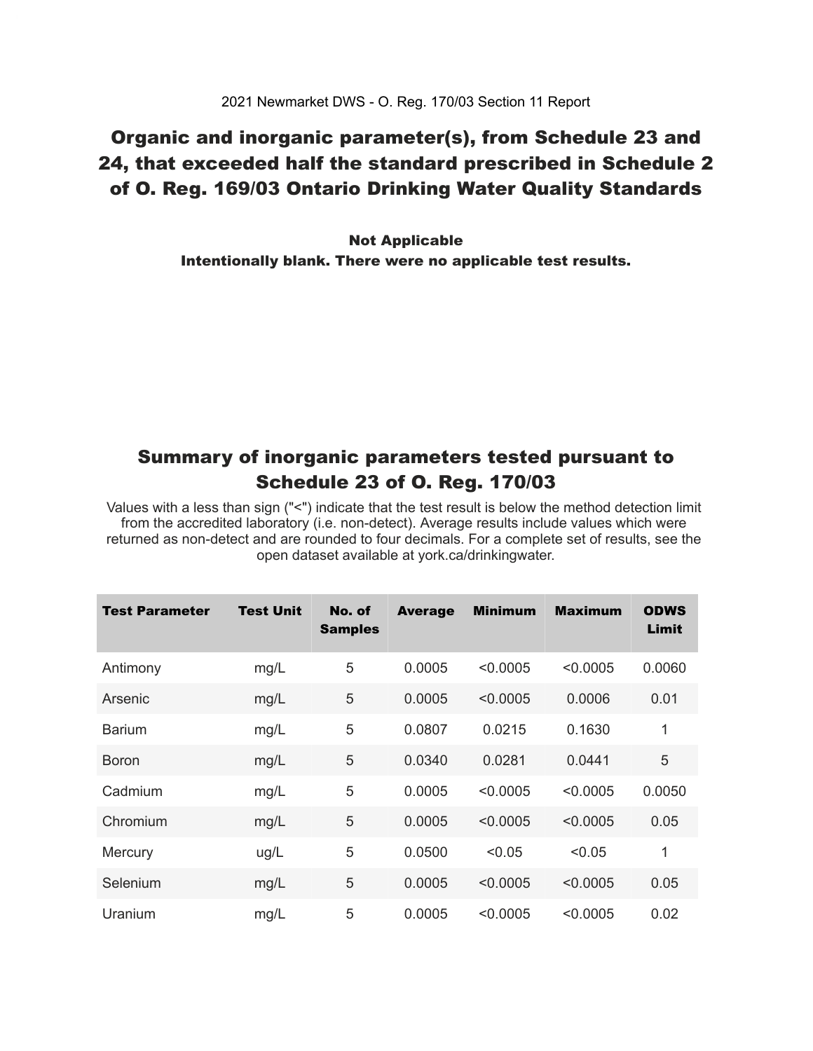2021 Newmarket DWS - O. Reg. 170/03 Section 11 Report

## Organic and inorganic parameter(s), from Schedule 23 and 24, that exceeded half the standard prescribed in Schedule 2 of O. Reg. 169/03 Ontario Drinking Water Quality Standards

**Not Applicable**
**Intentionally blank. There were no applicable test results.**

## Summary of inorganic parameters tested pursuant to Schedule 23 of O. Reg. 170/03

Values with a less than sign ("<") indicate that the test result is below the method detection limit from the accredited laboratory (i.e. non-detect). Average results include values which were returned as non-detect and are rounded to four decimals. For a complete set of results, see the open dataset available at york.ca/drinkingwater.

| Test Parameter | Test Unit | No. of Samples | Average | Minimum | Maximum | ODWS Limit |
|---|---|---|---|---|---|---|
| Antimony | mg/L | 5 | 0.0005 | <0.0005 | <0.0005 | 0.0060 |
| Arsenic | mg/L | 5 | 0.0005 | <0.0005 | 0.0006 | 0.01 |
| Barium | mg/L | 5 | 0.0807 | 0.0215 | 0.1630 | 1 |
| Boron | mg/L | 5 | 0.0340 | 0.0281 | 0.0441 | 5 |
| Cadmium | mg/L | 5 | 0.0005 | <0.0005 | <0.0005 | 0.0050 |
| Chromium | mg/L | 5 | 0.0005 | <0.0005 | <0.0005 | 0.05 |
| Mercury | ug/L | 5 | 0.0500 | <0.05 | <0.05 | 1 |
| Selenium | mg/L | 5 | 0.0005 | <0.0005 | <0.0005 | 0.05 |
| Uranium | mg/L | 5 | 0.0005 | <0.0005 | <0.0005 | 0.02 |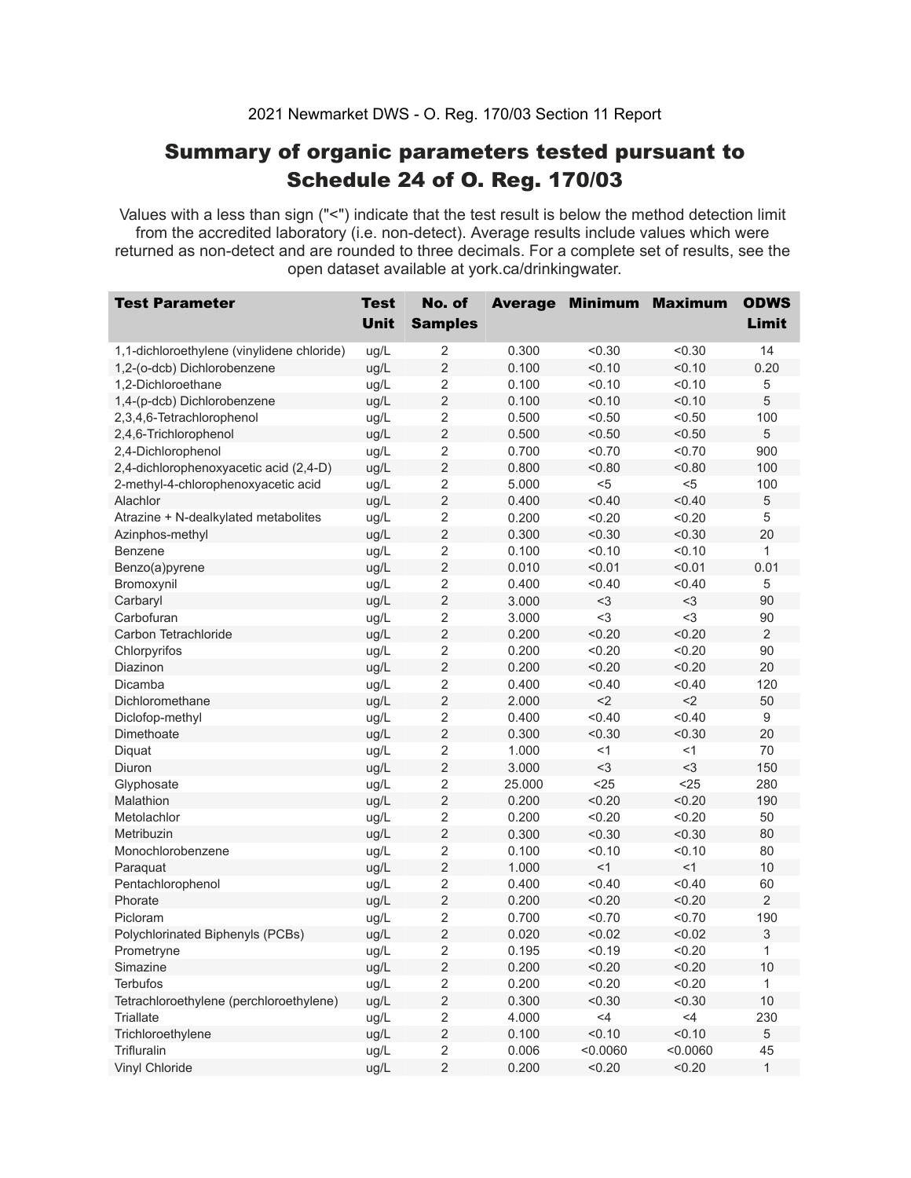2021 Newmarket DWS - O. Reg. 170/03 Section 11 Report

# Summary of organic parameters tested pursuant to Schedule 24 of O. Reg. 170/03

Values with a less than sign ("<") indicate that the test result is below the method detection limit from the accredited laboratory (i.e. non-detect). Average results include values which were returned as non-detect and are rounded to three decimals. For a complete set of results, see the open dataset available at york.ca/drinkingwater.

| Test Parameter | Test Unit | No. of Samples | Average | Minimum | Maximum | ODWS Limit |
|---|---|---|---|---|---|---|
| 1,1-dichloroethylene (vinylidene chloride) | ug/L | 2 | 0.300 | <0.30 | <0.30 | 14 |
| 1,2-(o-dcb) Dichlorobenzene | ug/L | 2 | 0.100 | <0.10 | <0.10 | 0.20 |
| 1,2-Dichloroethane | ug/L | 2 | 0.100 | <0.10 | <0.10 | 5 |
| 1,4-(p-dcb) Dichlorobenzene | ug/L | 2 | 0.100 | <0.10 | <0.10 | 5 |
| 2,3,4,6-Tetrachlorophenol | ug/L | 2 | 0.500 | <0.50 | <0.50 | 100 |
| 2,4,6-Trichlorophenol | ug/L | 2 | 0.500 | <0.50 | <0.50 | 5 |
| 2,4-Dichlorophenol | ug/L | 2 | 0.700 | <0.70 | <0.70 | 900 |
| 2,4-dichlorophenoxyacetic acid (2,4-D) | ug/L | 2 | 0.800 | <0.80 | <0.80 | 100 |
| 2-methyl-4-chlorophenoxyacetic acid | ug/L | 2 | 5.000 | <5 | <5 | 100 |
| Alachlor | ug/L | 2 | 0.400 | <0.40 | <0.40 | 5 |
| Atrazine + N-dealkylated metabolites | ug/L | 2 | 0.200 | <0.20 | <0.20 | 5 |
| Azinphos-methyl | ug/L | 2 | 0.300 | <0.30 | <0.30 | 20 |
| Benzene | ug/L | 2 | 0.100 | <0.10 | <0.10 | 1 |
| Benzo(a)pyrene | ug/L | 2 | 0.010 | <0.01 | <0.01 | 0.01 |
| Bromoxynil | ug/L | 2 | 0.400 | <0.40 | <0.40 | 5 |
| Carbaryl | ug/L | 2 | 3.000 | <3 | <3 | 90 |
| Carbofuran | ug/L | 2 | 3.000 | <3 | <3 | 90 |
| Carbon Tetrachloride | ug/L | 2 | 0.200 | <0.20 | <0.20 | 2 |
| Chlorpyrifos | ug/L | 2 | 0.200 | <0.20 | <0.20 | 90 |
| Diazinon | ug/L | 2 | 0.200 | <0.20 | <0.20 | 20 |
| Dicamba | ug/L | 2 | 0.400 | <0.40 | <0.40 | 120 |
| Dichloromethane | ug/L | 2 | 2.000 | <2 | <2 | 50 |
| Diclofop-methyl | ug/L | 2 | 0.400 | <0.40 | <0.40 | 9 |
| Dimethoate | ug/L | 2 | 0.300 | <0.30 | <0.30 | 20 |
| Diquat | ug/L | 2 | 1.000 | <1 | <1 | 70 |
| Diuron | ug/L | 2 | 3.000 | <3 | <3 | 150 |
| Glyphosate | ug/L | 2 | 25.000 | <25 | <25 | 280 |
| Malathion | ug/L | 2 | 0.200 | <0.20 | <0.20 | 190 |
| Metolachlor | ug/L | 2 | 0.200 | <0.20 | <0.20 | 50 |
| Metribuzin | ug/L | 2 | 0.300 | <0.30 | <0.30 | 80 |
| Monochlorobenzene | ug/L | 2 | 0.100 | <0.10 | <0.10 | 80 |
| Paraquat | ug/L | 2 | 1.000 | <1 | <1 | 10 |
| Pentachlorophenol | ug/L | 2 | 0.400 | <0.40 | <0.40 | 60 |
| Phorate | ug/L | 2 | 0.200 | <0.20 | <0.20 | 2 |
| Picloram | ug/L | 2 | 0.700 | <0.70 | <0.70 | 190 |
| Polychlorinated Biphenyls (PCBs) | ug/L | 2 | 0.020 | <0.02 | <0.02 | 3 |
| Prometryne | ug/L | 2 | 0.195 | <0.19 | <0.20 | 1 |
| Simazine | ug/L | 2 | 0.200 | <0.20 | <0.20 | 10 |
| Terbufos | ug/L | 2 | 0.200 | <0.20 | <0.20 | 1 |
| Tetrachloroethylene (perchloroethylene) | ug/L | 2 | 0.300 | <0.30 | <0.30 | 10 |
| Triallate | ug/L | 2 | 4.000 | <4 | <4 | 230 |
| Trichloroethylene | ug/L | 2 | 0.100 | <0.10 | <0.10 | 5 |
| Trifluralin | ug/L | 2 | 0.006 | <0.0060 | <0.0060 | 45 |
| Vinyl Chloride | ug/L | 2 | 0.200 | <0.20 | <0.20 | 1 |